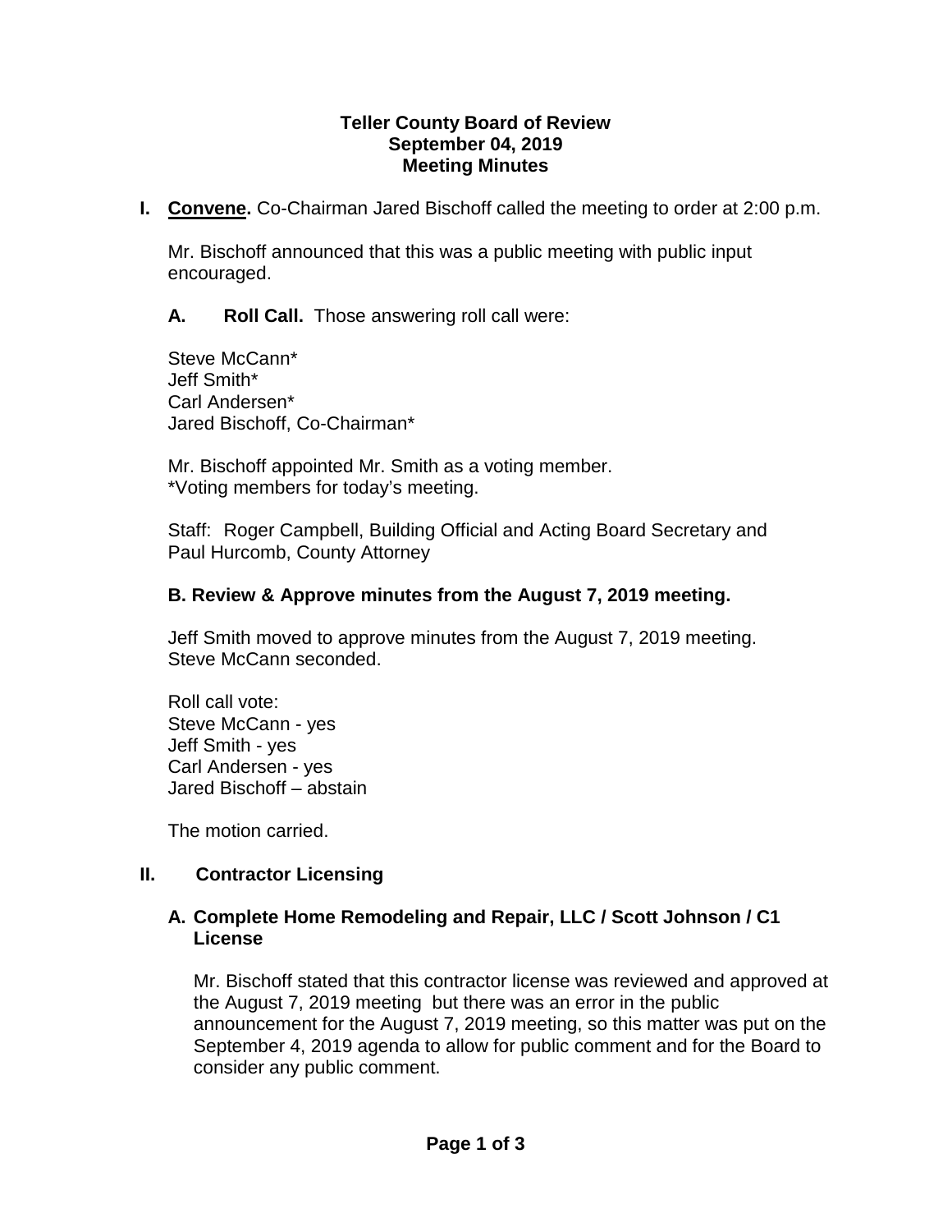# Teller County Board of Review
## September 04, 2019
## Meeting Minutes

**I. Convene.** Co-Chairman Jared Bischoff called the meeting to order at 2:00 p.m.

Mr. Bischoff announced that this was a public meeting with public input encouraged.

**A. Roll Call.** Those answering roll call were:

Steve McCann*
Jeff Smith*
Carl Andersen*
Jared Bischoff, Co-Chairman*

Mr. Bischoff appointed Mr. Smith as a voting member.
*Voting members for today's meeting.

Staff: Roger Campbell, Building Official and Acting Board Secretary and Paul Hurcomb, County Attorney

**B. Review & Approve minutes from the August 7, 2019 meeting.**

Jeff Smith moved to approve minutes from the August 7, 2019 meeting. Steve McCann seconded.

Roll call vote:
Steve McCann - yes
Jeff Smith - yes
Carl Andersen - yes
Jared Bischoff – abstain

The motion carried.

**II. Contractor Licensing**

**A. Complete Home Remodeling and Repair, LLC / Scott Johnson / C1 License**

Mr. Bischoff stated that this contractor license was reviewed and approved at the August 7, 2019 meeting but there was an error in the public announcement for the August 7, 2019 meeting, so this matter was put on the September 4, 2019 agenda to allow for public comment and for the Board to consider any public comment.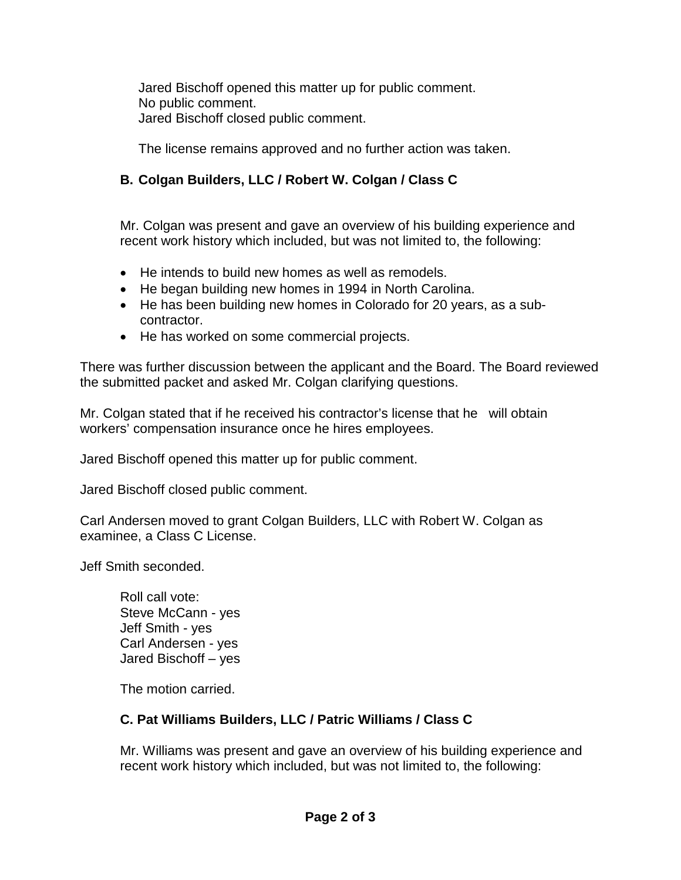Jared Bischoff opened this matter up for public comment.
No public comment.
Jared Bischoff closed public comment.

The license remains approved and no further action was taken.

### B. Colgan Builders, LLC / Robert W. Colgan / Class C

Mr. Colgan was present and gave an overview of his building experience and recent work history which included, but was not limited to, the following:

- He intends to build new homes as well as remodels.
- He began building new homes in 1994 in North Carolina.
- He has been building new homes in Colorado for 20 years, as a sub-contractor.
- He has worked on some commercial projects.

There was further discussion between the applicant and the Board. The Board reviewed the submitted packet and asked Mr. Colgan clarifying questions.

Mr. Colgan stated that if he received his contractor's license that he will obtain workers' compensation insurance once he hires employees.

Jared Bischoff opened this matter up for public comment.

Jared Bischoff closed public comment.

Carl Andersen moved to grant Colgan Builders, LLC with Robert W. Colgan as examinee, a Class C License.

Jeff Smith seconded.

Roll call vote:
Steve McCann - yes
Jeff Smith - yes
Carl Andersen - yes
Jared Bischoff – yes

The motion carried.

### C. Pat Williams Builders, LLC / Patric Williams / Class C

Mr. Williams was present and gave an overview of his building experience and recent work history which included, but was not limited to, the following: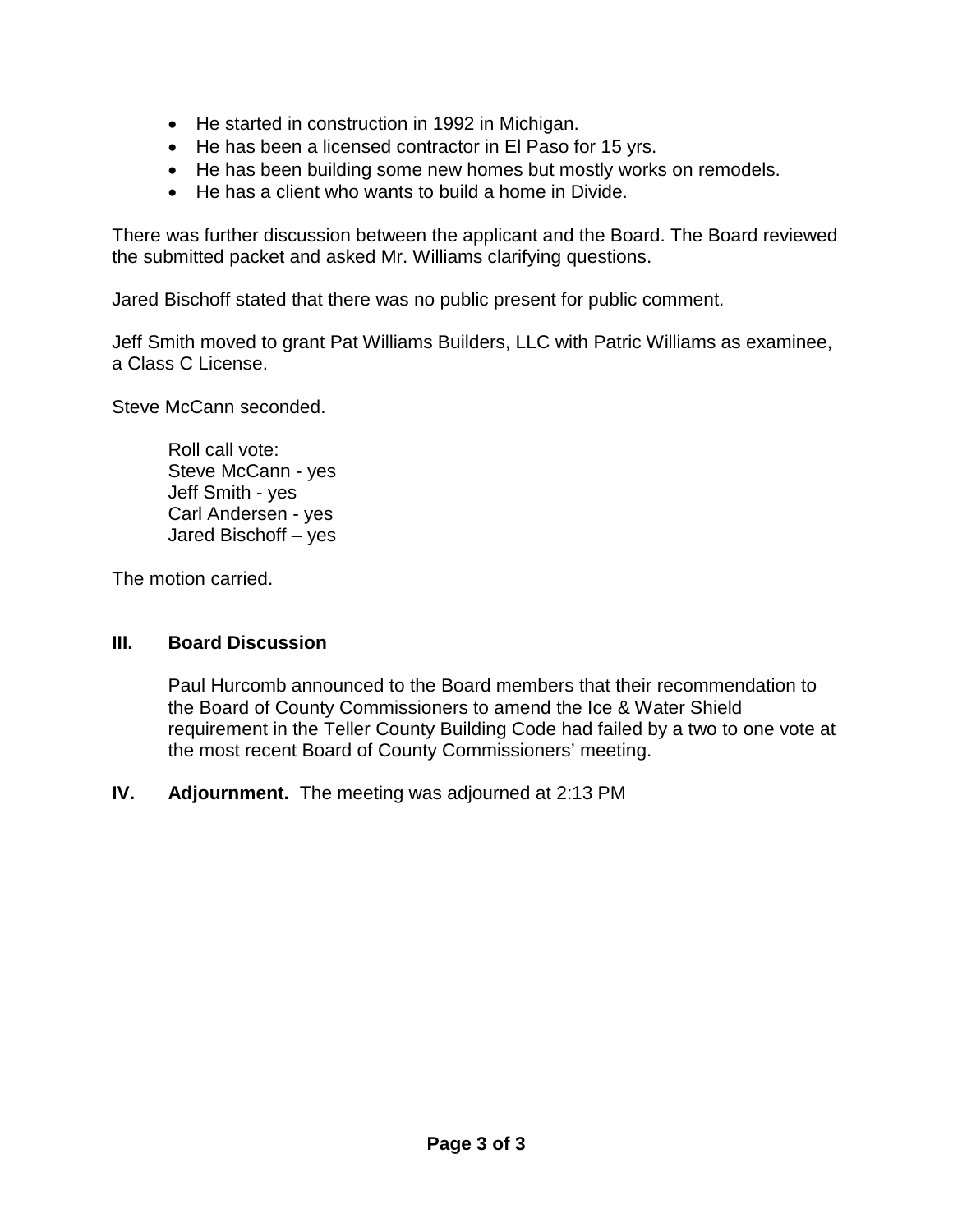- He started in construction in 1992 in Michigan.
- He has been a licensed contractor in El Paso for 15 yrs.
- He has been building some new homes but mostly works on remodels.
- He has a client who wants to build a home in Divide.

There was further discussion between the applicant and the Board. The Board reviewed the submitted packet and asked Mr. Williams clarifying questions.

Jared Bischoff stated that there was no public present for public comment.

Jeff Smith moved to grant Pat Williams Builders, LLC with Patric Williams as examinee, a Class C License.

Steve McCann seconded.

Roll call vote:
Steve McCann - yes
Jeff Smith - yes
Carl Andersen - yes
Jared Bischoff – yes

The motion carried.

## III. Board Discussion

Paul Hurcomb announced to the Board members that their recommendation to the Board of County Commissioners to amend the Ice & Water Shield requirement in the Teller County Building Code had failed by a two to one vote at the most recent Board of County Commissioners' meeting.

## IV. Adjournment.

The meeting was adjourned at 2:13 PM